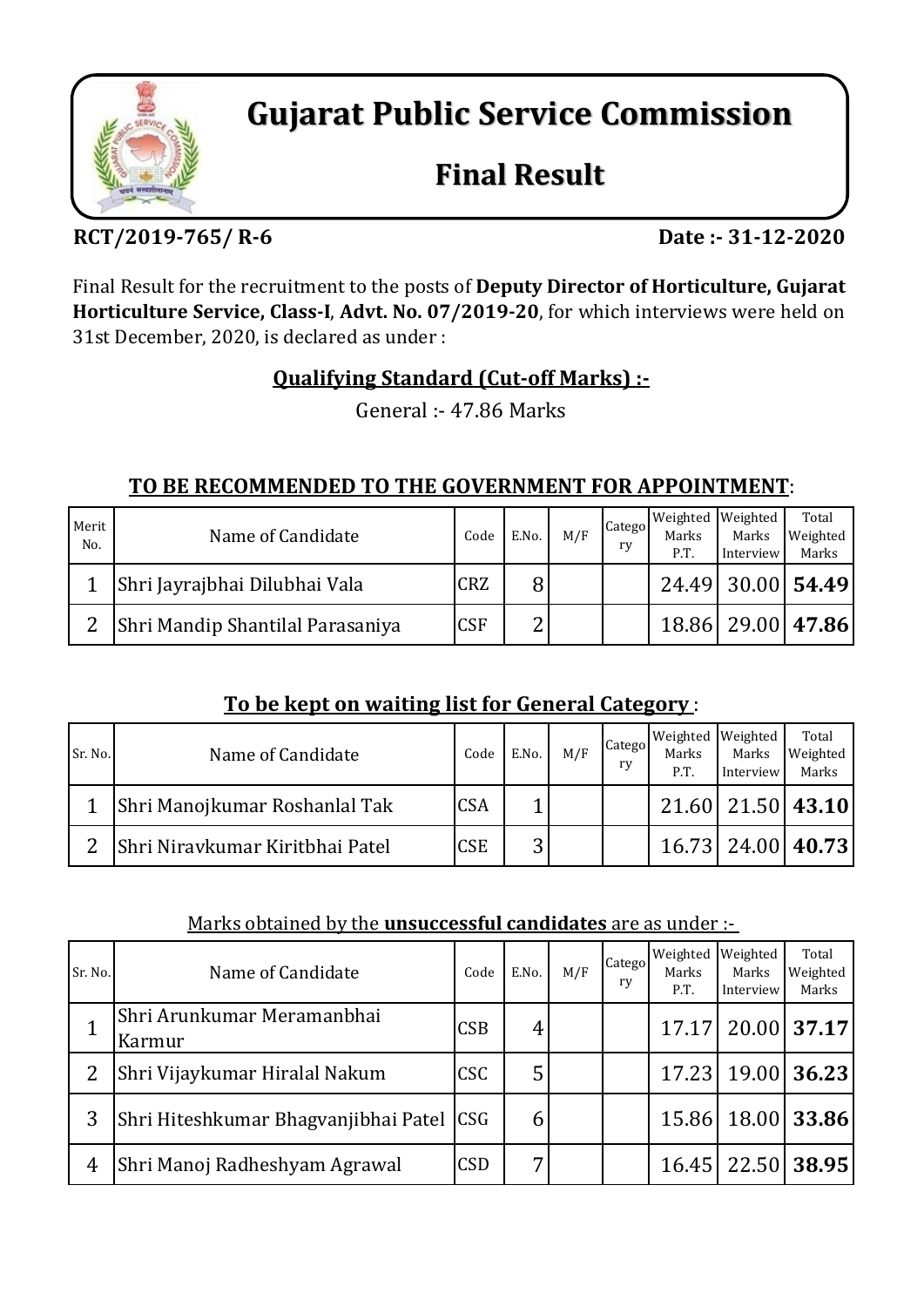# Gujarat Public Service Commission

## Final Result

**RCT/2019-765/ R-6** **Date :- 31-12-2020**

Final Result for the recruitment to the posts of **Deputy Director of Horticulture, Gujarat Horticulture Service, Class-I**, **Advt. No. 07/2019-20**, for which interviews were held on 31st December, 2020, is declared as under :

### Qualifying Standard (Cut-off Marks) :-

General :- 47.86 Marks

### TO BE RECOMMENDED TO THE GOVERNMENT FOR APPOINTMENT:

| Merit No. | Name of Candidate | Code | E.No. | M/F | Category | Weighted Marks P.T. | Weighted Marks Interview | Total Weighted Marks |
|---|---|---|---|---|---|---|---|---|
| 1 | Shri Jayrajbhai Dilubhai Vala | CRZ | 8 | | | 24.49 | 30.00 | **54.49** |
| 2 | Shri Mandip Shantilal Parasaniya | CSF | 2 | | | 18.86 | 29.00 | **47.86** |

### To be kept on waiting list for General Category :

| Sr. No. | Name of Candidate | Code | E.No. | M/F | Category | Weighted Marks P.T. | Weighted Marks Interview | Total Weighted Marks |
|---|---|---|---|---|---|---|---|---|
| 1 | Shri Manojkumar Roshanlal Tak | CSA | 1 | | | 21.60 | 21.50 | **43.10** |
| 2 | Shri Niravkumar Kiritbhai Patel | CSE | 3 | | | 16.73 | 24.00 | **40.73** |

Marks obtained by the **unsuccessful candidates** are as under :-

| Sr. No. | Name of Candidate | Code | E.No. | M/F | Category | Weighted Marks P.T. | Weighted Marks Interview | Total Weighted Marks |
|---|---|---|---|---|---|---|---|---|
| 1 | Shri Arunkumar Meramanbhai Karmur | CSB | 4 | | | 17.17 | 20.00 | **37.17** |
| 2 | Shri Vijaykumar Hiralal Nakum | CSC | 5 | | | 17.23 | 19.00 | **36.23** |
| 3 | Shri Hiteshkumar Bhagvanjibhai Patel | CSG | 6 | | | 15.86 | 18.00 | **33.86** |
| 4 | Shri Manoj Radheshyam Agrawal | CSD | 7 | | | 16.45 | 22.50 | **38.95** |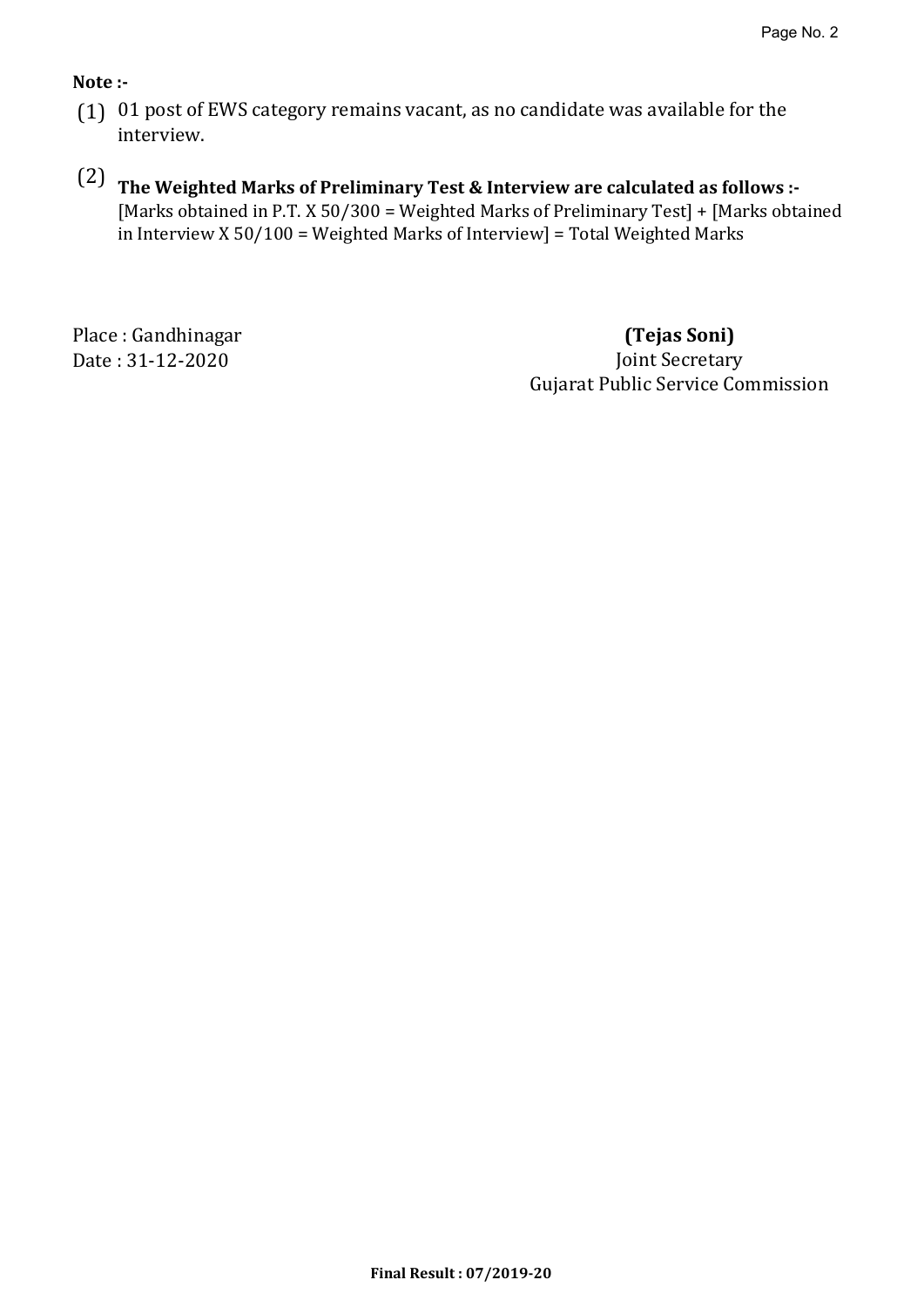**Note :-**

(1) 01 post of EWS category remains vacant, as no candidate was available for the interview.

(2) **The Weighted Marks of Preliminary Test & Interview are calculated as follows :-**
[Marks obtained in P.T. X 50/300 = Weighted Marks of Preliminary Test] + [Marks obtained in Interview X 50/100 = Weighted Marks of Interview] = Total Weighted Marks

Place : Gandhinagar
Date : 31-12-2020

**(Tejas Soni)**
Joint Secretary
Gujarat Public Service Commission

**Final Result : 07/2019-20**